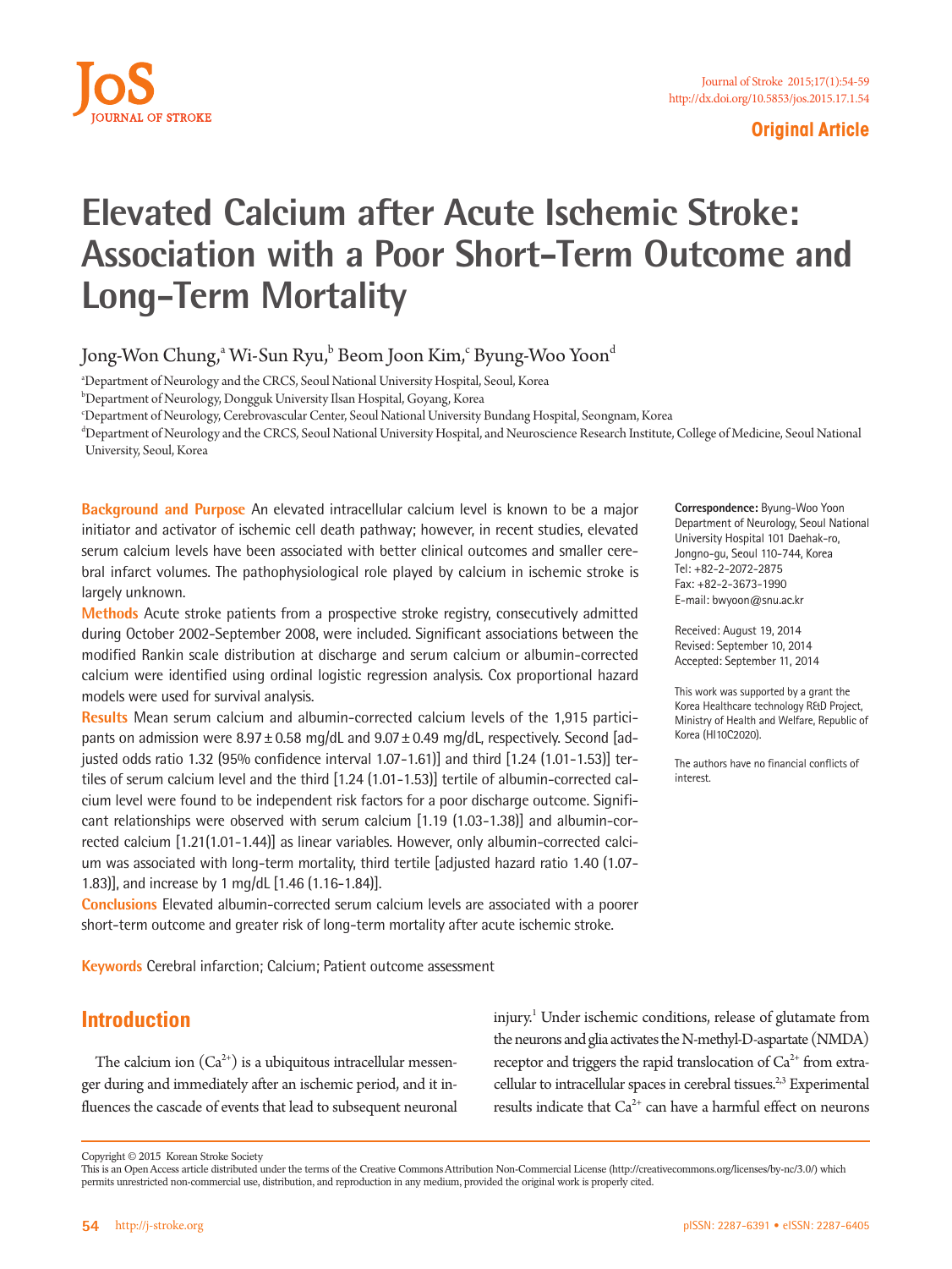Original Article

# Elevated Calcium after Acute Ischemic Stroke: Association with a Poor Short-Term Outcome and Long-Term Mortality

Jong-Won Chung,[a] Wi-Sun Ryu,[b] Beom Joon Kim,[c] Byung-Woo Yoon[d]

[a]Department of Neurology and the CRCS, Seoul National University Hospital, Seoul, Korea
[b]Department of Neurology, Dongguk University Ilsan Hospital, Goyang, Korea
[c]Department of Neurology, Cerebrovascular Center, Seoul National University Bundang Hospital, Seongnam, Korea
[d]Department of Neurology and the CRCS, Seoul National University Hospital, and Neuroscience Research Institute, College of Medicine, Seoul National University, Seoul, Korea

**Background and Purpose** An elevated intracellular calcium level is known to be a major initiator and activator of ischemic cell death pathway; however, in recent studies, elevated serum calcium levels have been associated with better clinical outcomes and smaller cerebral infarct volumes. The pathophysiological role played by calcium in ischemic stroke is largely unknown.

**Methods** Acute stroke patients from a prospective stroke registry, consecutively admitted during October 2002-September 2008, were included. Significant associations between the modified Rankin scale distribution at discharge and serum calcium or albumin-corrected calcium were identified using ordinal logistic regression analysis. Cox proportional hazard models were used for survival analysis.

**Results** Mean serum calcium and albumin-corrected calcium levels of the 1,915 participants on admission were 8.97±0.58 mg/dL and 9.07±0.49 mg/dL, respectively. Second [adjusted odds ratio 1.32 (95% confidence interval 1.07-1.61)] and third [1.24 (1.01-1.53)] tertiles of serum calcium level and the third [1.24 (1.01-1.53)] tertile of albumin-corrected calcium level were found to be independent risk factors for a poor discharge outcome. Significant relationships were observed with serum calcium [1.19 (1.03-1.38)] and albumin-corrected calcium [1.21(1.01-1.44)] as linear variables. However, only albumin-corrected calcium was associated with long-term mortality, third tertile [adjusted hazard ratio 1.40 (1.07-1.83)], and increase by 1 mg/dL [1.46 (1.16-1.84)].

**Conclusions** Elevated albumin-corrected serum calcium levels are associated with a poorer short-term outcome and greater risk of long-term mortality after acute ischemic stroke.

**Keywords** Cerebral infarction; Calcium; Patient outcome assessment

**Correspondence:** Byung-Woo Yoon
Department of Neurology, Seoul National University Hospital 101 Daehak-ro, Jongno-gu, Seoul 110-744, Korea
Tel: +82-2-2072-2875
Fax: +82-2-3673-1990
E-mail: bwyoon@snu.ac.kr

Received: August 19, 2014
Revised: September 10, 2014
Accepted: September 11, 2014

This work was supported by a grant the Korea Healthcare technology R&D Project, Ministry of Health and Welfare, Republic of Korea (HI10C2020).

The authors have no financial conflicts of interest.

## Introduction

The calcium ion ($Ca^{2+}$) is a ubiquitous intracellular messenger during and immediately after an ischemic period, and it influences the cascade of events that lead to subsequent neuronal injury.[1] Under ischemic conditions, release of glutamate from the neurons and glia activates the N-methyl-D-aspartate (NMDA) receptor and triggers the rapid translocation of $Ca^{2+}$ from extracellular to intracellular spaces in cerebral tissues.[2,3] Experimental results indicate that $Ca^{2+}$ can have a harmful effect on neurons

Copyright © 2015 Korean Stroke Society
This is an Open Access article distributed under the terms of the Creative Commons Attribution Non-Commercial License (http://creativecommons.org/licenses/by-nc/3.0/) which permits unrestricted non-commercial use, distribution, and reproduction in any medium, provided the original work is properly cited.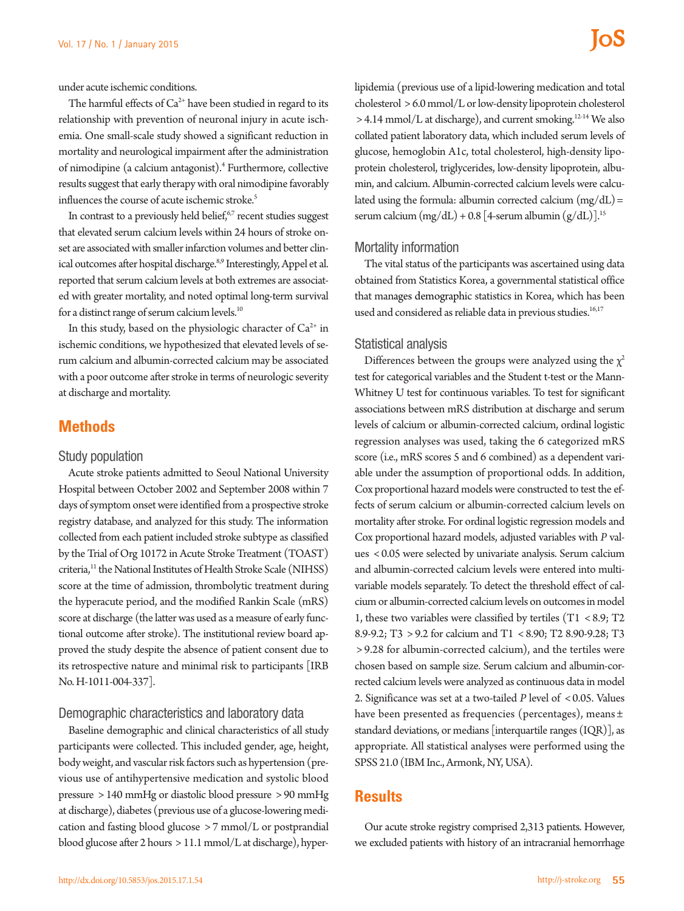under acute ischemic conditions.

The harmful effects of $Ca^{2+}$ have been studied in regard to its relationship with prevention of neuronal injury in acute ischemia. One small-scale study showed a significant reduction in mortality and neurological impairment after the administration of nimodipine (a calcium antagonist).[4] Furthermore, collective results suggest that early therapy with oral nimodipine favorably influences the course of acute ischemic stroke.[5]

In contrast to a previously held belief,[6,7] recent studies suggest that elevated serum calcium levels within 24 hours of stroke onset are associated with smaller infarction volumes and better clinical outcomes after hospital discharge.[8,9] Interestingly, Appel et al. reported that serum calcium levels at both extremes are associated with greater mortality, and noted optimal long-term survival for a distinct range of serum calcium levels.[10]

In this study, based on the physiologic character of $Ca^{2+}$ in ischemic conditions, we hypothesized that elevated levels of serum calcium and albumin-corrected calcium may be associated with a poor outcome after stroke in terms of neurologic severity at discharge and mortality.

## Methods

### Study population

Acute stroke patients admitted to Seoul National University Hospital between October 2002 and September 2008 within 7 days of symptom onset were identified from a prospective stroke registry database, and analyzed for this study. The information collected from each patient included stroke subtype as classified by the Trial of Org 10172 in Acute Stroke Treatment (TOAST) criteria,[11] the National Institutes of Health Stroke Scale (NIHSS) score at the time of admission, thrombolytic treatment during the hyperacute period, and the modified Rankin Scale (mRS) score at discharge (the latter was used as a measure of early functional outcome after stroke). The institutional review board approved the study despite the absence of patient consent due to its retrospective nature and minimal risk to participants [IRB No. H-1011-004-337].

### Demographic characteristics and laboratory data

Baseline demographic and clinical characteristics of all study participants were collected. This included gender, age, height, body weight, and vascular risk factors such as hypertension (previous use of antihypertensive medication and systolic blood pressure >140 mmHg or diastolic blood pressure >90 mmHg at discharge), diabetes (previous use of a glucose-lowering medication and fasting blood glucose >7 mmol/L or postprandial blood glucose after 2 hours >11.1 mmol/L at discharge), hyperlipidemia (previous use of a lipid-lowering medication and total cholesterol >6.0 mmol/L or low-density lipoprotein cholesterol >4.14 mmol/L at discharge), and current smoking.[12-14] We also collated patient laboratory data, which included serum levels of glucose, hemoglobin A1c, total cholesterol, high-density lipoprotein cholesterol, triglycerides, low-density lipoprotein, albumin, and calcium. Albumin-corrected calcium levels were calculated using the formula: albumin corrected calcium (mg/dL) = serum calcium (mg/dL) + 0.8 [4-serum albumin (g/dL)].[15]

### Mortality information

The vital status of the participants was ascertained using data obtained from Statistics Korea, a governmental statistical office that manages demographic statistics in Korea, which has been used and considered as reliable data in previous studies.[16,17]

### Statistical analysis

Differences between the groups were analyzed using the $\chi^2$ test for categorical variables and the Student t-test or the Mann-Whitney U test for continuous variables. To test for significant associations between mRS distribution at discharge and serum levels of calcium or albumin-corrected calcium, ordinal logistic regression analyses was used, taking the 6 categorized mRS score (i.e., mRS scores 5 and 6 combined) as a dependent variable under the assumption of proportional odds. In addition, Cox proportional hazard models were constructed to test the effects of serum calcium or albumin-corrected calcium levels on mortality after stroke. For ordinal logistic regression models and Cox proportional hazard models, adjusted variables with $P$ values $<0.05$ were selected by univariate analysis. Serum calcium and albumin-corrected calcium levels were entered into multivariable models separately. To detect the threshold effect of calcium or albumin-corrected calcium levels on outcomes in model 1, these two variables were classified by tertiles (T1 <8.9; T2 8.9-9.2; T3 >9.2 for calcium and T1 <8.90; T2 8.90-9.28; T3 >9.28 for albumin-corrected calcium), and the tertiles were chosen based on sample size. Serum calcium and albumin-corrected calcium levels were analyzed as continuous data in model 2. Significance was set at a two-tailed $P$ level of $<0.05$. Values have been presented as frequencies (percentages), means ± standard deviations, or medians [interquartile ranges (IQR)], as appropriate. All statistical analyses were performed using the SPSS 21.0 (IBM Inc., Armonk, NY, USA).

## Results

Our acute stroke registry comprised 2,313 patients. However, we excluded patients with history of an intracranial hemorrhage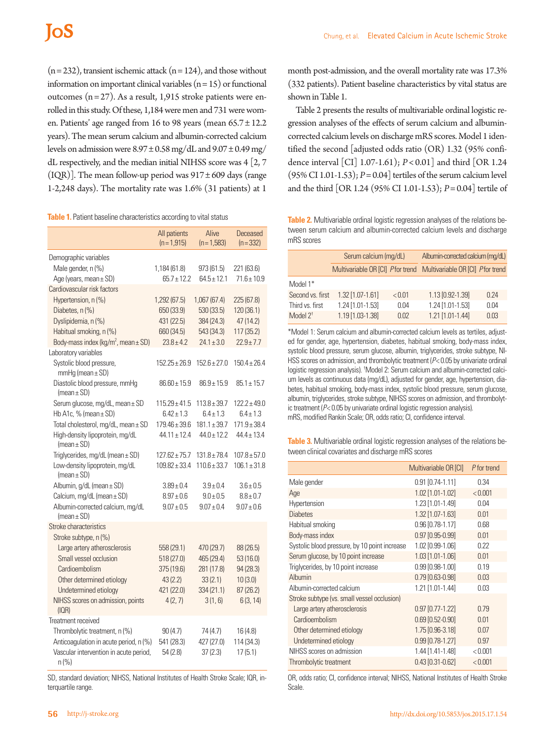(n = 232), transient ischemic attack (n = 124), and those without information on important clinical variables (n = 15) or functional outcomes (n = 27). As a result, 1,915 stroke patients were enrolled in this study. Of these, 1,184 were men and 731 were women. Patients' age ranged from 16 to 98 years (mean 65.7 ± 12.2 years). The mean serum calcium and albumin-corrected calcium levels on admission were 8.97 ± 0.58 mg/dL and 9.07 ± 0.49 mg/dL respectively, and the median initial NIHSS score was 4 [2, 7 (IQR)]. The mean follow-up period was 917 ± 609 days (range 1-2,248 days). The mortality rate was 1.6% (31 patients) at 1 month post-admission, and the overall mortality rate was 17.3% (332 patients). Patient baseline characteristics by vital status are shown in Table 1.

Table 2 presents the results of multivariable ordinal logistic regression analyses of the effects of serum calcium and albumin-corrected calcium levels on discharge mRS scores. Model 1 identified the second [adjusted odds ratio (OR) 1.32 (95% confidence interval [CI] 1.07-1.61); *P* < 0.01] and third [OR 1.24 (95% CI 1.01-1.53); *P* = 0.04] tertiles of the serum calcium level and the third [OR 1.24 (95% CI 1.01-1.53); *P* = 0.04] tertile of

**Table 1.** Patient baseline characteristics according to vital status

| | All patients (n = 1,915) | Alive (n = 1,583) | Deceased (n = 332) |
|---|---|---|---|
| Demographic variables | | | |
| Male gender, n (%) | 1,184 (61.8) | 973 (61.5) | 221 (63.6) |
| Age (years, mean ± SD) | 65.7 ± 12.2 | 64.5 ± 12.1 | 71.6 ± 10.9 |
| Cardiovascular risk factors | | | |
| Hypertension, n (%) | 1,292 (67.5) | 1,067 (67.4) | 225 (67.8) |
| Diabetes, n (%) | 650 (33.9) | 530 (33.5) | 120 (36.1) |
| Dyslipidemia, n (%) | 431 (22.5) | 384 (24.3) | 47 (14.2) |
| Habitual smoking, n (%) | 660 (34.5) | 543 (34.3) | 117 (35.2) |
| Body-mass index (kg/m$^2$, mean ± SD) | 23.8 ± 4.2 | 24.1 ± 3.0 | 22.9 ± 7.7 |
| Laboratory variables | | | |
| Systolic blood pressure, mmHg (mean ± SD) | 152.25 ± 26.9 | 152.6 ± 27.0 | 150.4 ± 26.4 |
| Diastolic blood pressure, mmHg (mean ± SD) | 86.60 ± 15.9 | 86.9 ± 15.9 | 85.1 ± 15.7 |
| Serum glucose, mg/dL, mean ± SD | 115.29 ± 41.5 | 113.8 ± 39.7 | 122.2 ± 49.0 |
| Hb A1c, % (mean ± SD) | 6.42 ± 1.3 | 6.4 ± 1.3 | 6.4 ± 1.3 |
| Total cholesterol, mg/dL, mean ± SD | 179.46 ± 39.6 | 181.1 ± 39.7 | 171.9 ± 38.4 |
| High-density lipoprotein, mg/dL (mean ± SD) | 44.11 ± 12.4 | 44.0 ± 12.2 | 44.4 ± 13.4 |
| Triglycerides, mg/dL (mean ± SD) | 127.62 ± 75.7 | 131.8 ± 78.4 | 107.8 ± 57.0 |
| Low-density lipoprotein, mg/dL (mean ± SD) | 109.82 ± 33.4 | 110.6 ± 33.7 | 106.1 ± 31.8 |
| Albumin, g/dL (mean ± SD) | 3.89 ± 0.4 | 3.9 ± 0.4 | 3.6 ± 0.5 |
| Calcium, mg/dL (mean ± SD) | 8.97 ± 0.6 | 9.0 ± 0.5 | 8.8 ± 0.7 |
| Albumin-corrected calcium, mg/dL (mean ± SD) | 9.07 ± 0.5 | 9.07 ± 0.4 | 9.07 ± 0.6 |
| Stroke characteristics | | | |
| Stroke subtype, n (%) | | | |
| Large artery atherosclerosis | 558 (29.1) | 470 (29.7) | 88 (26.5) |
| Small vessel occlusion | 518 (27.0) | 465 (29.4) | 53 (16.0) |
| Cardioembolism | 375 (19.6) | 281 (17.8) | 94 (28.3) |
| Other determined etiology | 43 (2.2) | 33 (2.1) | 10 (3.0) |
| Undetermined etiology | 421 (22.0) | 334 (21.1) | 87 (26.2) |
| NIHSS scores on admission, points (IQR) | 4 (2, 7) | 3 (1, 6) | 6 (3, 14) |
| Treatment received | | | |
| Thrombolytic treatment, n (%) | 90 (4.7) | 74 (4.7) | 16 (4.8) |
| Anticoagulation in acute period, n (%) | 541 (28.3) | 427 (27.0) | 114 (34.3) |
| Vascular intervention in acute period, n (%) | 54 (2.8) | 37 (2.3) | 17 (5.1) |

SD, standard deviation; NIHSS, National Institutes of Health Stroke Scale; IQR, interquartile range.

**Table 2.** Multivariable ordinal logistic regression analyses of the relations between serum calcium and albumin-corrected calcium levels and discharge mRS scores

| | Serum calcium (mg/dL) | | Albumin-corrected calcium (mg/dL) | |
|---|---|---|---|---|
| | Multivariable OR [CI] | *P* for trend | Multivariable OR [CI] | *P* for trend |
| Model 1* | | | | |
| Second vs. first | 1.32 [1.07-1.61] | < 0.01 | 1.13 [0.92-1.39] | 0.24 |
| Third vs. first | 1.24 [1.01-1.53] | 0.04 | 1.24 [1.01-1.53] | 0.04 |
| Model 2† | 1.19 [1.03-1.38] | 0.02 | 1.21 [1.01-1.44] | 0.03 |

*Model 1: Serum calcium and albumin-corrected calcium levels as tertiles, adjusted for gender, age, hypertension, diabetes, habitual smoking, body-mass index, systolic blood pressure, serum glucose, albumin, triglycerides, stroke subtype, NIHSS scores on admission, and thrombolytic treatment (*P* < 0.05 by univariate ordinal logistic regression analysis). †Model 2: Serum calcium and albumin-corrected calcium levels as continuous data (mg/dL), adjusted for gender, age, hypertension, diabetes, habitual smoking, body-mass index, systolic blood pressure, serum glucose, albumin, triglycerides, stroke subtype, NIHSS scores on admission, and thrombolytic treatment (*P* < 0.05 by univariate ordinal logistic regression analysis).
mRS, modified Rankin Scale; OR, odds ratio; CI, confidence interval.

**Table 3.** Multivariable ordinal logistic regression analyses of the relations between clinical covariates and discharge mRS scores

| | Multivariable OR [CI] | *P* for trend |
|---|---|---|
| Male gender | 0.91 [0.74-1.11] | 0.34 |
| Age | 1.02 [1.01-1.02] | < 0.001 |
| Hypertension | 1.23 [1.01-1.49] | 0.04 |
| Diabetes | 1.32 [1.07-1.63] | 0.01 |
| Habitual smoking | 0.96 [0.78-1.17] | 0.68 |
| Body-mass index | 0.97 [0.95-0.99] | 0.01 |
| Systolic blood pressure, by 10 point increase | 1.02 [0.99-1.06] | 0.22 |
| Serum glucose, by 10 point increase | 1.03 [1.01-1.06] | 0.01 |
| Triglycerides, by 10 point increase | 0.99 [0.98-1.00] | 0.19 |
| Albumin | 0.79 [0.63-0.98] | 0.03 |
| Albumin-corrected calcium | 1.21 [1.01-1.44] | 0.03 |
| Stroke subtype (vs. small vessel occlusion) | | |
| Large artery atherosclerosis | 0.97 [0.77-1.22] | 0.79 |
| Cardioembolism | 0.69 [0.52-0.90] | 0.01 |
| Other determined etiology | 1.75 [0.96-3.18] | 0.07 |
| Undetermined etiology | 0.99 [0.78-1.27] | 0.97 |
| NIHSS scores on admission | 1.44 [1.41-1.48] | < 0.001 |
| Thrombolytic treatment | 0.43 [0.31-0.62] | < 0.001 |

OR, odds ratio; CI, confidence interval; NIHSS, National Institutes of Health Stroke Scale.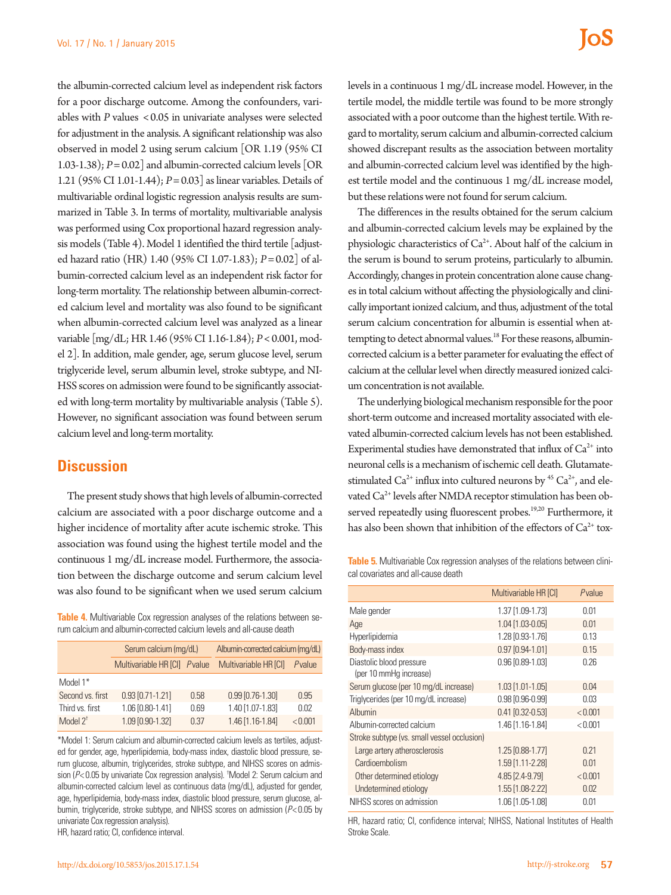the albumin-corrected calcium level as independent risk factors for a poor discharge outcome. Among the confounders, variables with $P$ values $<0.05$ in univariate analyses were selected for adjustment in the analysis. A significant relationship was also observed in model 2 using serum calcium [OR 1.19 (95% CI 1.03-1.38); $P=0.02$] and albumin-corrected calcium levels [OR 1.21 (95% CI 1.01-1.44); $P=0.03$] as linear variables. Details of multivariable ordinal logistic regression analysis results are summarized in Table 3. In terms of mortality, multivariable analysis was performed using Cox proportional hazard regression analysis models (Table 4). Model 1 identified the third tertile [adjusted hazard ratio (HR) 1.40 (95% CI 1.07-1.83); $P=0.02$] of albumin-corrected calcium level as an independent risk factor for long-term mortality. The relationship between albumin-corrected calcium level and mortality was also found to be significant when albumin-corrected calcium level was analyzed as a linear variable [mg/dL; HR 1.46 (95% CI 1.16-1.84); $P<0.001$, model 2]. In addition, male gender, age, serum glucose level, serum triglyceride level, serum albumin level, stroke subtype, and NIHSS scores on admission were found to be significantly associated with long-term mortality by multivariable analysis (Table 5). However, no significant association was found between serum calcium level and long-term mortality.

## Discussion

The present study shows that high levels of albumin-corrected calcium are associated with a poor discharge outcome and a higher incidence of mortality after acute ischemic stroke. This association was found using the highest tertile model and the continuous 1 mg/dL increase model. Furthermore, the association between the discharge outcome and serum calcium level was also found to be significant when we used serum calcium levels in a continuous 1 mg/dL increase model. However, in the tertile model, the middle tertile was found to be more strongly associated with a poor outcome than the highest tertile. With regard to mortality, serum calcium and albumin-corrected calcium showed discrepant results as the association between mortality and albumin-corrected calcium level was identified by the highest tertile model and the continuous 1 mg/dL increase model, but these relations were not found for serum calcium.

The differences in the results obtained for the serum calcium and albumin-corrected calcium levels may be explained by the physiologic characteristics of $Ca^{2+}$. About half of the calcium in the serum is bound to serum proteins, particularly to albumin. Accordingly, changes in protein concentration alone cause changes in total calcium without affecting the physiologically and clinically important ionized calcium, and thus, adjustment of the total serum calcium concentration for albumin is essential when attempting to detect abnormal values.[18] For these reasons, albumin-corrected calcium is a better parameter for evaluating the effect of calcium at the cellular level when directly measured ionized calcium concentration is not available.

The underlying biological mechanism responsible for the poor short-term outcome and increased mortality associated with elevated albumin-corrected calcium levels has not been established. Experimental studies have demonstrated that influx of $Ca^{2+}$ into neuronal cells is a mechanism of ischemic cell death. Glutamate-stimulated $Ca^{2+}$ influx into cultured neurons by $^{45}Ca^{2+}$, and elevated $Ca^{2+}$ levels after NMDA receptor stimulation has been observed repeatedly using fluorescent probes.[19,20] Furthermore, it has also been shown that inhibition of the effectors of $Ca^{2+}$ tox-

**Table 4.** Multivariable Cox regression analyses of the relations between serum calcium and albumin-corrected calcium levels and all-cause death

| | Serum calcium (mg/dL) | | Albumin-corrected calcium (mg/dL) | |
|---|---|---|---|---|
| | Multivariable HR [CI] | *P* value | Multivariable HR [CI] | *P* value |
| Model 1* | | | | |
| Second vs. first | 0.93 [0.71-1.21] | 0.58 | 0.99 [0.76-1.30] | 0.95 |
| Third vs. first | 1.06 [0.80-1.41] | 0.69 | 1.40 [1.07-1.83] | 0.02 |
| Model 2† | 1.09 [0.90-1.32] | 0.37 | 1.46 [1.16-1.84] | <0.001 |

*Model 1: Serum calcium and albumin-corrected calcium levels as tertiles, adjusted for gender, age, hyperlipidemia, body-mass index, diastolic blood pressure, serum glucose, albumin, triglycerides, stroke subtype, and NIHSS scores on admission ($P<0.05$ by univariate Cox regression analysis). †Model 2: Serum calcium and albumin-corrected calcium level as continuous data (mg/dL), adjusted for gender, age, hyperlipidemia, body-mass index, diastolic blood pressure, serum glucose, albumin, triglyceride, stroke subtype, and NIHSS scores on admission ($P<0.05$ by univariate Cox regression analysis).
HR, hazard ratio; CI, confidence interval.

**Table 5.** Multivariable Cox regression analyses of the relations between clinical covariates and all-cause death

| | Multivariable HR [CI] | *P* value |
|---|---|---|
| Male gender | 1.37 [1.09-1.73] | 0.01 |
| Age | 1.04 [1.03-0.05] | 0.01 |
| Hyperlipidemia | 1.28 [0.93-1.76] | 0.13 |
| Body-mass index | 0.97 [0.94-1.01] | 0.15 |
| Diastolic blood pressure (per 10 mmHg increase) | 0.96 [0.89-1.03] | 0.26 |
| Serum glucose (per 10 mg/dL increase) | 1.03 [1.01-1.05] | 0.04 |
| Triglycerides (per 10 mg/dL increase) | 0.98 [0.96-0.99] | 0.03 |
| Albumin | 0.41 [0.32-0.53] | <0.001 |
| Albumin-corrected calcium | 1.46 [1.16-1.84] | <0.001 |
| Stroke subtype (vs. small vessel occlusion) | | |
| Large artery atherosclerosis | 1.25 [0.88-1.77] | 0.21 |
| Cardioembolism | 1.59 [1.11-2.28] | 0.01 |
| Other determined etiology | 4.85 [2.4-9.79] | <0.001 |
| Undetermined etiology | 1.55 [1.08-2.22] | 0.02 |
| NIHSS scores on admission | 1.06 [1.05-1.08] | 0.01 |

HR, hazard ratio; CI, confidence interval; NIHSS, National Institutes of Health Stroke Scale.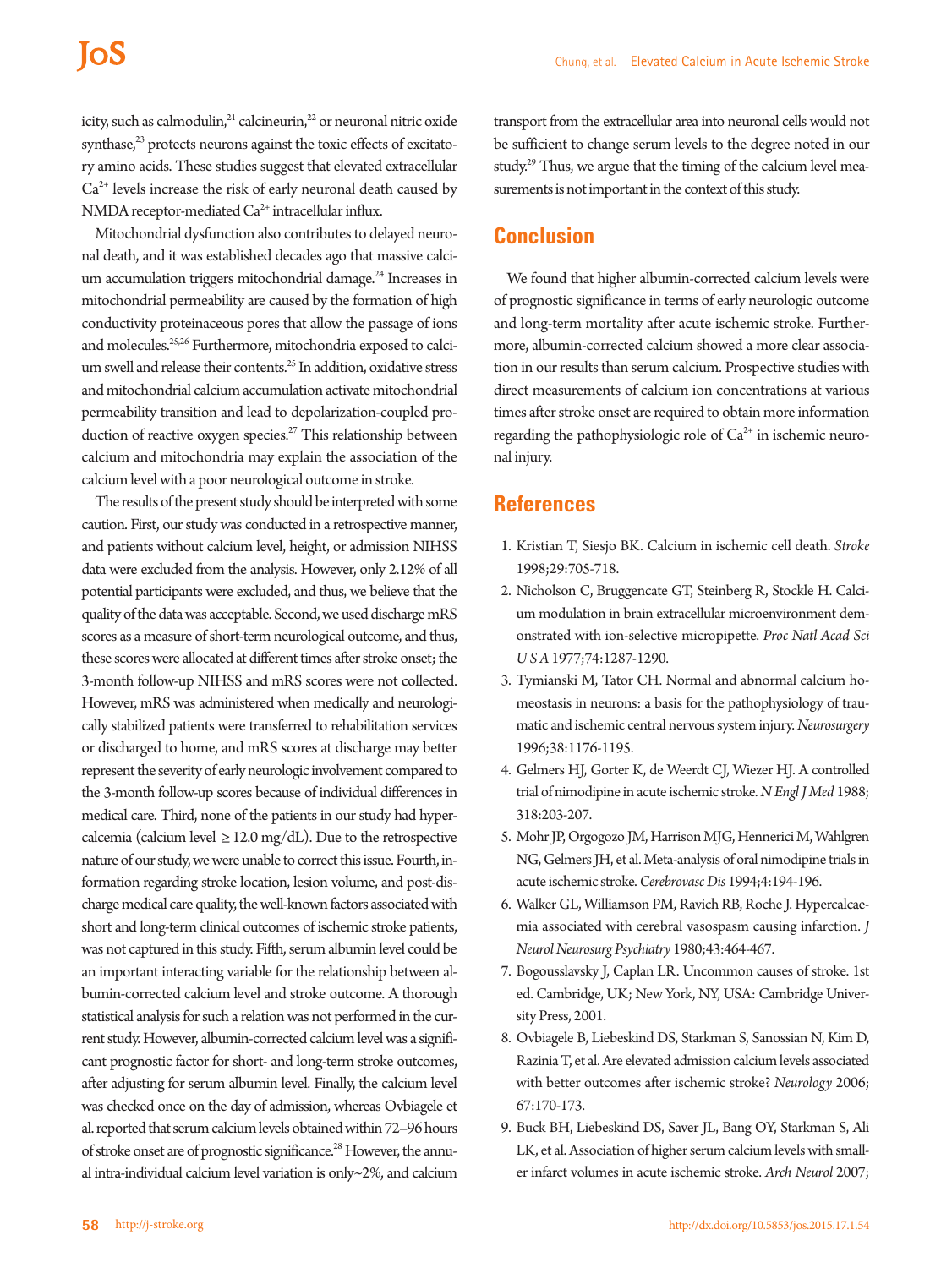icity, such as calmodulin,[21] calcineurin,[22] or neuronal nitric oxide synthase,[23] protects neurons against the toxic effects of excitatory amino acids. These studies suggest that elevated extracellular $Ca^{2+}$ levels increase the risk of early neuronal death caused by NMDA receptor-mediated $Ca^{2+}$ intracellular influx.

Mitochondrial dysfunction also contributes to delayed neuronal death, and it was established decades ago that massive calcium accumulation triggers mitochondrial damage.[24] Increases in mitochondrial permeability are caused by the formation of high conductivity proteinaceous pores that allow the passage of ions and molecules.[25,26] Furthermore, mitochondria exposed to calcium swell and release their contents.[25] In addition, oxidative stress and mitochondrial calcium accumulation activate mitochondrial permeability transition and lead to depolarization-coupled production of reactive oxygen species.[27] This relationship between calcium and mitochondria may explain the association of the calcium level with a poor neurological outcome in stroke.

The results of the present study should be interpreted with some caution. First, our study was conducted in a retrospective manner, and patients without calcium level, height, or admission NIHSS data were excluded from the analysis. However, only 2.12% of all potential participants were excluded, and thus, we believe that the quality of the data was acceptable. Second, we used discharge mRS scores as a measure of short-term neurological outcome, and thus, these scores were allocated at different times after stroke onset; the 3-month follow-up NIHSS and mRS scores were not collected. However, mRS was administered when medically and neurologically stabilized patients were transferred to rehabilitation services or discharged to home, and mRS scores at discharge may better represent the severity of early neurologic involvement compared to the 3-month follow-up scores because of individual differences in medical care. Third, none of the patients in our study had hypercalcemia (calcium level ≥ 12.0 mg/dL). Due to the retrospective nature of our study, we were unable to correct this issue. Fourth, information regarding stroke location, lesion volume, and post-discharge medical care quality, the well-known factors associated with short and long-term clinical outcomes of ischemic stroke patients, was not captured in this study. Fifth, serum albumin level could be an important interacting variable for the relationship between albumin-corrected calcium level and stroke outcome. A thorough statistical analysis for such a relation was not performed in the current study. However, albumin-corrected calcium level was a significant prognostic factor for short- and long-term stroke outcomes, after adjusting for serum albumin level. Finally, the calcium level was checked once on the day of admission, whereas Ovbiagele et al. reported that serum calcium levels obtained within 72–96 hours of stroke onset are of prognostic significance.[28] However, the annual intra-individual calcium level variation is only~2%, and calcium transport from the extracellular area into neuronal cells would not be sufficient to change serum levels to the degree noted in our study.[29] Thus, we argue that the timing of the calcium level measurements is not important in the context of this study.

## Conclusion

We found that higher albumin-corrected calcium levels were of prognostic significance in terms of early neurologic outcome and long-term mortality after acute ischemic stroke. Furthermore, albumin-corrected calcium showed a more clear association in our results than serum calcium. Prospective studies with direct measurements of calcium ion concentrations at various times after stroke onset are required to obtain more information regarding the pathophysiologic role of $Ca^{2+}$ in ischemic neuronal injury.

## References

1. Kristian T, Siesjo BK. Calcium in ischemic cell death. *Stroke* 1998;29:705-718.
2. Nicholson C, Bruggencate GT, Steinberg R, Stockle H. Calcium modulation in brain extracellular microenvironment demonstrated with ion-selective micropipette. *Proc Natl Acad Sci U S A* 1977;74:1287-1290.
3. Tymianski M, Tator CH. Normal and abnormal calcium homeostasis in neurons: a basis for the pathophysiology of traumatic and ischemic central nervous system injury. *Neurosurgery* 1996;38:1176-1195.
4. Gelmers HJ, Gorter K, de Weerdt CJ, Wiezer HJ. A controlled trial of nimodipine in acute ischemic stroke. *N Engl J Med* 1988; 318:203-207.
5. Mohr JP, Orgogozo JM, Harrison MJG, Hennerici M, Wahlgren NG, Gelmers JH, et al. Meta-analysis of oral nimodipine trials in acute ischemic stroke. *Cerebrovasc Dis* 1994;4:194-196.
6. Walker GL, Williamson PM, Ravich RB, Roche J. Hypercalcaemia associated with cerebral vasospasm causing infarction. *J Neurol Neurosurg Psychiatry* 1980;43:464-467.
7. Bogousslavsky J, Caplan LR. Uncommon causes of stroke. 1st ed. Cambridge, UK; New York, NY, USA: Cambridge University Press, 2001.
8. Ovbiagele B, Liebeskind DS, Starkman S, Sanossian N, Kim D, Razinia T, et al. Are elevated admission calcium levels associated with better outcomes after ischemic stroke? *Neurology* 2006; 67:170-173.
9. Buck BH, Liebeskind DS, Saver JL, Bang OY, Starkman S, Ali LK, et al. Association of higher serum calcium levels with smaller infarct volumes in acute ischemic stroke. *Arch Neurol* 2007;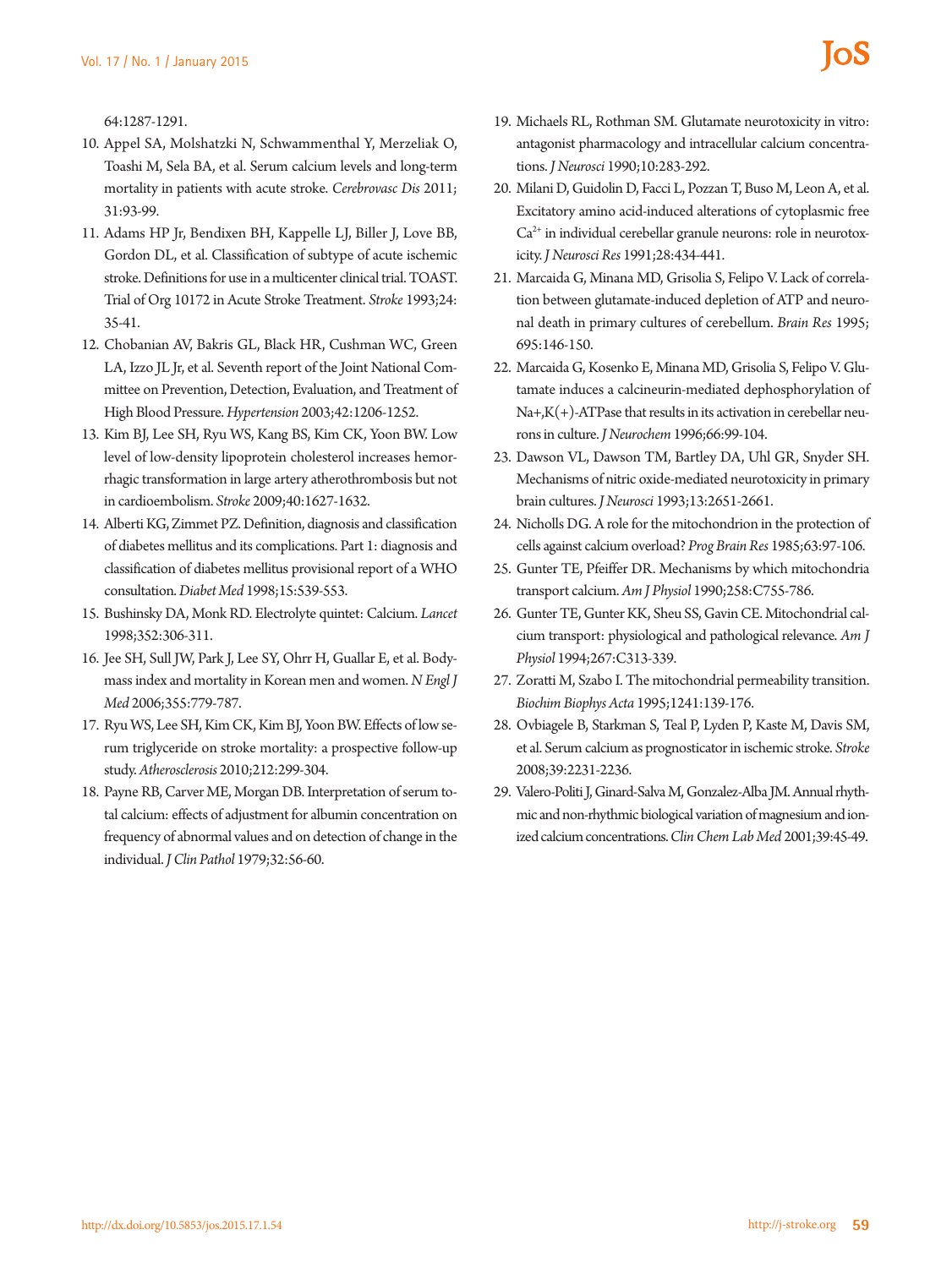64:1287-1291.

10. Appel SA, Molshatzki N, Schwammenthal Y, Merzeliak O, Toashi M, Sela BA, et al. Serum calcium levels and long-term mortality in patients with acute stroke. *Cerebrovasc Dis* 2011; 31:93-99.
11. Adams HP Jr, Bendixen BH, Kappelle LJ, Biller J, Love BB, Gordon DL, et al. Classification of subtype of acute ischemic stroke. Definitions for use in a multicenter clinical trial. TOAST. Trial of Org 10172 in Acute Stroke Treatment. *Stroke* 1993;24: 35-41.
12. Chobanian AV, Bakris GL, Black HR, Cushman WC, Green LA, Izzo JL Jr, et al. Seventh report of the Joint National Committee on Prevention, Detection, Evaluation, and Treatment of High Blood Pressure. *Hypertension* 2003;42:1206-1252.
13. Kim BJ, Lee SH, Ryu WS, Kang BS, Kim CK, Yoon BW. Low level of low-density lipoprotein cholesterol increases hemorrhagic transformation in large artery atherothrombosis but not in cardioembolism. *Stroke* 2009;40:1627-1632.
14. Alberti KG, Zimmet PZ. Definition, diagnosis and classification of diabetes mellitus and its complications. Part 1: diagnosis and classification of diabetes mellitus provisional report of a WHO consultation. *Diabet Med* 1998;15:539-553.
15. Bushinsky DA, Monk RD. Electrolyte quintet: Calcium. *Lancet* 1998;352:306-311.
16. Jee SH, Sull JW, Park J, Lee SY, Ohrr H, Guallar E, et al. Body-mass index and mortality in Korean men and women. *N Engl J Med* 2006;355:779-787.
17. Ryu WS, Lee SH, Kim CK, Kim BJ, Yoon BW. Effects of low serum triglyceride on stroke mortality: a prospective follow-up study. *Atherosclerosis* 2010;212:299-304.
18. Payne RB, Carver ME, Morgan DB. Interpretation of serum total calcium: effects of adjustment for albumin concentration on frequency of abnormal values and on detection of change in the individual. *J Clin Pathol* 1979;32:56-60.
19. Michaels RL, Rothman SM. Glutamate neurotoxicity in vitro: antagonist pharmacology and intracellular calcium concentrations. *J Neurosci* 1990;10:283-292.
20. Milani D, Guidolin D, Facci L, Pozzan T, Buso M, Leon A, et al. Excitatory amino acid-induced alterations of cytoplasmic free $Ca^{2+}$ in individual cerebellar granule neurons: role in neurotoxicity. *J Neurosci Res* 1991;28:434-441.
21. Marcaida G, Minana MD, Grisolia S, Felipo V. Lack of correlation between glutamate-induced depletion of ATP and neuronal death in primary cultures of cerebellum. *Brain Res* 1995; 695:146-150.
22. Marcaida G, Kosenko E, Minana MD, Grisolia S, Felipo V. Glutamate induces a calcineurin-mediated dephosphorylation of Na+,K(+)-ATPase that results in its activation in cerebellar neurons in culture. *J Neurochem* 1996;66:99-104.
23. Dawson VL, Dawson TM, Bartley DA, Uhl GR, Snyder SH. Mechanisms of nitric oxide-mediated neurotoxicity in primary brain cultures. *J Neurosci* 1993;13:2651-2661.
24. Nicholls DG. A role for the mitochondrion in the protection of cells against calcium overload? *Prog Brain Res* 1985;63:97-106.
25. Gunter TE, Pfeiffer DR. Mechanisms by which mitochondria transport calcium. *Am J Physiol* 1990;258:C755-786.
26. Gunter TE, Gunter KK, Sheu SS, Gavin CE. Mitochondrial calcium transport: physiological and pathological relevance. *Am J Physiol* 1994;267:C313-339.
27. Zoratti M, Szabo I. The mitochondrial permeability transition. *Biochim Biophys Acta* 1995;1241:139-176.
28. Ovbiagele B, Starkman S, Teal P, Lyden P, Kaste M, Davis SM, et al. Serum calcium as prognosticator in ischemic stroke. *Stroke* 2008;39:2231-2236.
29. Valero-Politi J, Ginard-Salva M, Gonzalez-Alba JM. Annual rhythmic and non-rhythmic biological variation of magnesium and ionized calcium concentrations. *Clin Chem Lab Med* 2001;39:45-49.